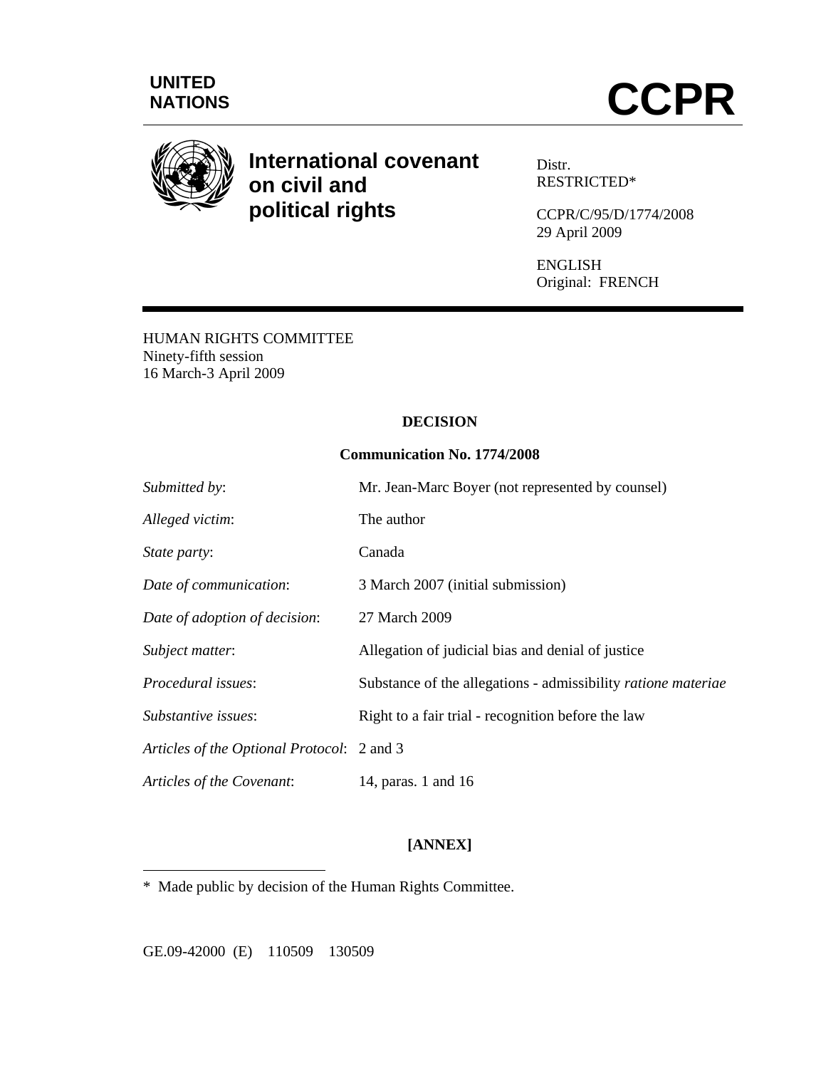**UNITED NATIONS**

# CCPR

## International covenant on civil and political rights

Distr.
RESTRICTED*

CCPR/C/95/D/1774/2008
29 April 2009

ENGLISH
Original: FRENCH

HUMAN RIGHTS COMMITTEE
Ninety-fifth session
16 March-3 April 2009

**DECISION**

**Communication No. 1774/2008**

| | |
|---|---|
| *Submitted by*: | Mr. Jean-Marc Boyer (not represented by counsel) |
| *Alleged victim*: | The author |
| *State party*: | Canada |
| *Date of communication*: | 3 March 2007 (initial submission) |
| *Date of adoption of decision*: | 27 March 2009 |
| *Subject matter*: | Allegation of judicial bias and denial of justice |
| *Procedural issues*: | Substance of the allegations - admissibility *ratione materiae* |
| *Substantive issues*: | Right to a fair trial - recognition before the law |
| *Articles of the Optional Protocol*: | 2 and 3 |
| *Articles of the Covenant*: | 14, paras. 1 and 16 |

**[ANNEX]**

\* Made public by decision of the Human Rights Committee.

GE.09-42000 (E) 110509 130509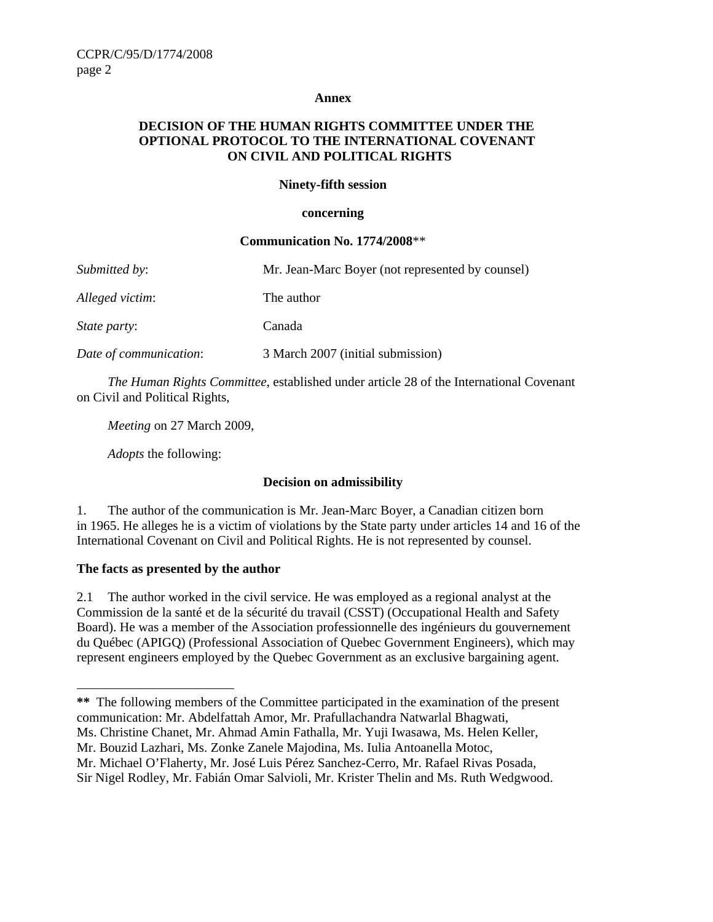**Annex**

**DECISION OF THE HUMAN RIGHTS COMMITTEE UNDER THE OPTIONAL PROTOCOL TO THE INTERNATIONAL COVENANT ON CIVIL AND POLITICAL RIGHTS**

**Ninety-fifth session**

**concerning**

**Communication No. 1774/2008**\*\*

| | |
|---|---|
| *Submitted by*: | Mr. Jean-Marc Boyer (not represented by counsel) |
| *Alleged victim*: | The author |
| *State party*: | Canada |
| *Date of communication*: | 3 March 2007 (initial submission) |

*The Human Rights Committee*, established under article 28 of the International Covenant on Civil and Political Rights,

*Meeting* on 27 March 2009,

*Adopts* the following:

**Decision on admissibility**

1. The author of the communication is Mr. Jean-Marc Boyer, a Canadian citizen born in 1965. He alleges he is a victim of violations by the State party under articles 14 and 16 of the International Covenant on Civil and Political Rights. He is not represented by counsel.

**The facts as presented by the author**

2.1 The author worked in the civil service. He was employed as a regional analyst at the Commission de la santé et de la sécurité du travail (CSST) (Occupational Health and Safety Board). He was a member of the Association professionnelle des ingénieurs du gouvernement du Québec (APIGQ) (Professional Association of Quebec Government Engineers), which may represent engineers employed by the Quebec Government as an exclusive bargaining agent.

---

**\*\*** The following members of the Committee participated in the examination of the present communication: Mr. Abdelfattah Amor, Mr. Prafullachandra Natwarlal Bhagwati, Ms. Christine Chanet, Mr. Ahmad Amin Fathalla, Mr. Yuji Iwasawa, Ms. Helen Keller, Mr. Bouzid Lazhari, Ms. Zonke Zanele Majodina, Ms. Iulia Antoanella Motoc, Mr. Michael O'Flaherty, Mr. José Luis Pérez Sanchez-Cerro, Mr. Rafael Rivas Posada, Sir Nigel Rodley, Mr. Fabián Omar Salvioli, Mr. Krister Thelin and Ms. Ruth Wedgwood.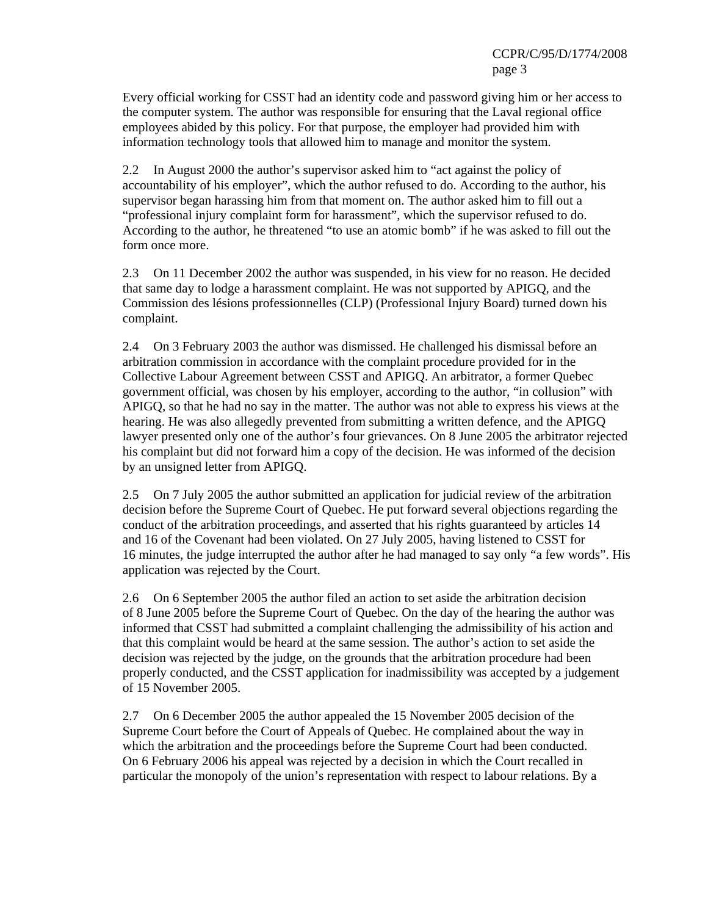Every official working for CSST had an identity code and password giving him or her access to the computer system. The author was responsible for ensuring that the Laval regional office employees abided by this policy. For that purpose, the employer had provided him with information technology tools that allowed him to manage and monitor the system.

2.2 In August 2000 the author's supervisor asked him to "act against the policy of accountability of his employer", which the author refused to do. According to the author, his supervisor began harassing him from that moment on. The author asked him to fill out a "professional injury complaint form for harassment", which the supervisor refused to do. According to the author, he threatened "to use an atomic bomb" if he was asked to fill out the form once more.

2.3 On 11 December 2002 the author was suspended, in his view for no reason. He decided that same day to lodge a harassment complaint. He was not supported by APIGQ, and the Commission des lésions professionnelles (CLP) (Professional Injury Board) turned down his complaint.

2.4 On 3 February 2003 the author was dismissed. He challenged his dismissal before an arbitration commission in accordance with the complaint procedure provided for in the Collective Labour Agreement between CSST and APIGQ. An arbitrator, a former Quebec government official, was chosen by his employer, according to the author, "in collusion" with APIGQ, so that he had no say in the matter. The author was not able to express his views at the hearing. He was also allegedly prevented from submitting a written defence, and the APIGQ lawyer presented only one of the author's four grievances. On 8 June 2005 the arbitrator rejected his complaint but did not forward him a copy of the decision. He was informed of the decision by an unsigned letter from APIGQ.

2.5 On 7 July 2005 the author submitted an application for judicial review of the arbitration decision before the Supreme Court of Quebec. He put forward several objections regarding the conduct of the arbitration proceedings, and asserted that his rights guaranteed by articles 14 and 16 of the Covenant had been violated. On 27 July 2005, having listened to CSST for 16 minutes, the judge interrupted the author after he had managed to say only "a few words". His application was rejected by the Court.

2.6 On 6 September 2005 the author filed an action to set aside the arbitration decision of 8 June 2005 before the Supreme Court of Quebec. On the day of the hearing the author was informed that CSST had submitted a complaint challenging the admissibility of his action and that this complaint would be heard at the same session. The author's action to set aside the decision was rejected by the judge, on the grounds that the arbitration procedure had been properly conducted, and the CSST application for inadmissibility was accepted by a judgement of 15 November 2005.

2.7 On 6 December 2005 the author appealed the 15 November 2005 decision of the Supreme Court before the Court of Appeals of Quebec. He complained about the way in which the arbitration and the proceedings before the Supreme Court had been conducted. On 6 February 2006 his appeal was rejected by a decision in which the Court recalled in particular the monopoly of the union's representation with respect to labour relations. By a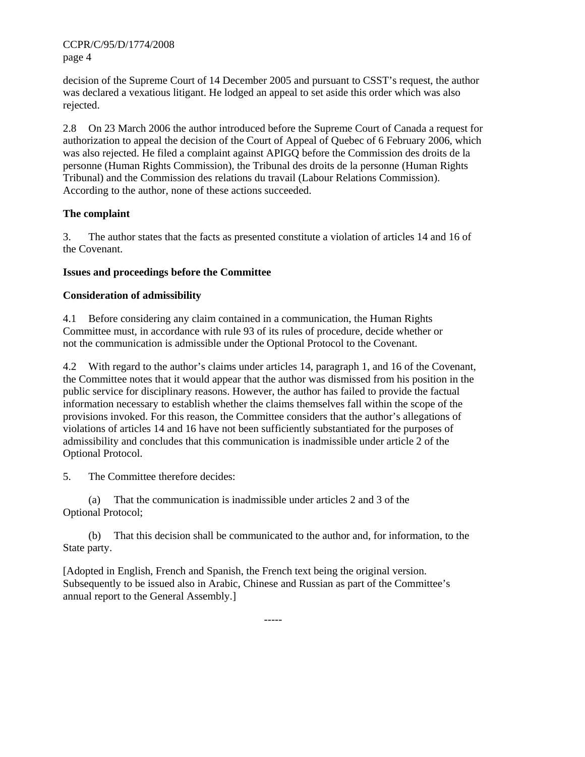decision of the Supreme Court of 14 December 2005 and pursuant to CSST's request, the author was declared a vexatious litigant. He lodged an appeal to set aside this order which was also rejected.

2.8 On 23 March 2006 the author introduced before the Supreme Court of Canada a request for authorization to appeal the decision of the Court of Appeal of Quebec of 6 February 2006, which was also rejected. He filed a complaint against APIGQ before the Commission des droits de la personne (Human Rights Commission), the Tribunal des droits de la personne (Human Rights Tribunal) and the Commission des relations du travail (Labour Relations Commission). According to the author, none of these actions succeeded.

**The complaint**

3. The author states that the facts as presented constitute a violation of articles 14 and 16 of the Covenant.

**Issues and proceedings before the Committee**

**Consideration of admissibility**

4.1 Before considering any claim contained in a communication, the Human Rights Committee must, in accordance with rule 93 of its rules of procedure, decide whether or not the communication is admissible under the Optional Protocol to the Covenant.

4.2 With regard to the author's claims under articles 14, paragraph 1, and 16 of the Covenant, the Committee notes that it would appear that the author was dismissed from his position in the public service for disciplinary reasons. However, the author has failed to provide the factual information necessary to establish whether the claims themselves fall within the scope of the provisions invoked. For this reason, the Committee considers that the author's allegations of violations of articles 14 and 16 have not been sufficiently substantiated for the purposes of admissibility and concludes that this communication is inadmissible under article 2 of the Optional Protocol.

5. The Committee therefore decides:

(a) That the communication is inadmissible under articles 2 and 3 of the Optional Protocol;

(b) That this decision shall be communicated to the author and, for information, to the State party.

[Adopted in English, French and Spanish, the French text being the original version. Subsequently to be issued also in Arabic, Chinese and Russian as part of the Committee's annual report to the General Assembly.]

-----